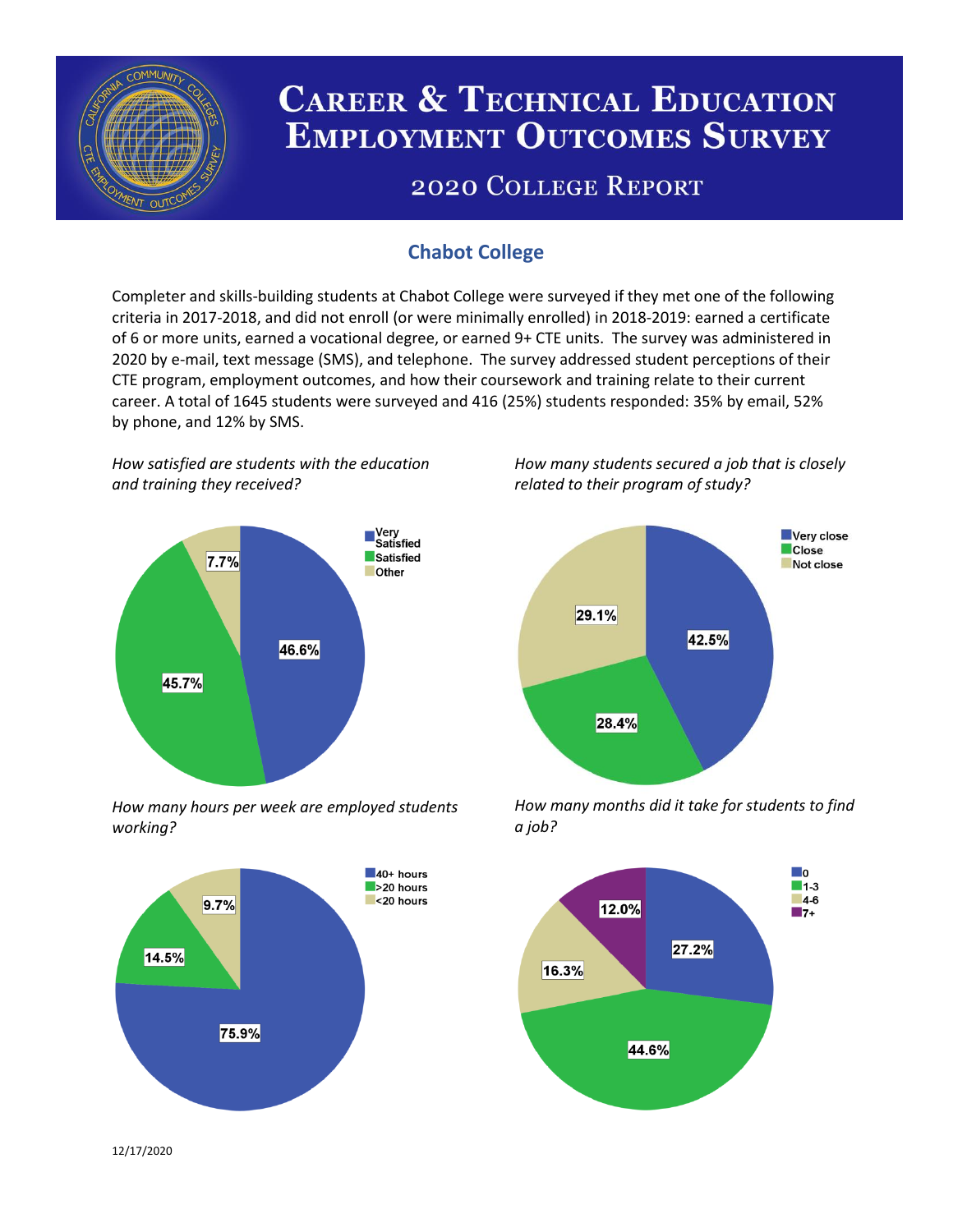# Career & Technical Education Employment Outcomes Survey

## 2020 College Report

### Chabot College

Completer and skills-building students at Chabot College were surveyed if they met one of the following criteria in 2017-2018, and did not enroll (or were minimally enrolled) in 2018-2019: earned a certificate of 6 or more units, earned a vocational degree, or earned 9+ CTE units. The survey was administered in 2020 by e-mail, text message (SMS), and telephone. The survey addressed student perceptions of their CTE program, employment outcomes, and how their coursework and training relate to their current career. A total of 1645 students were surveyed and 416 (25%) students responded: 35% by email, 52% by phone, and 12% by SMS.

*How satisfied are students with the education and training they received?*

Very Satisfied
Satisfied
Other

46.6%
45.7%
7.7%

*How many students secured a job that is closely related to their program of study?*

Very close
Close
Not close

42.5%
28.4%
29.1%

*How many hours per week are employed students working?*

40+ hours
>20 hours
<20 hours

75.9%
14.5%
9.7%

*How many months did it take for students to find a job?*

0
1-3
4-6
7+

27.2%
44.6%
16.3%
12.0%

12/17/2020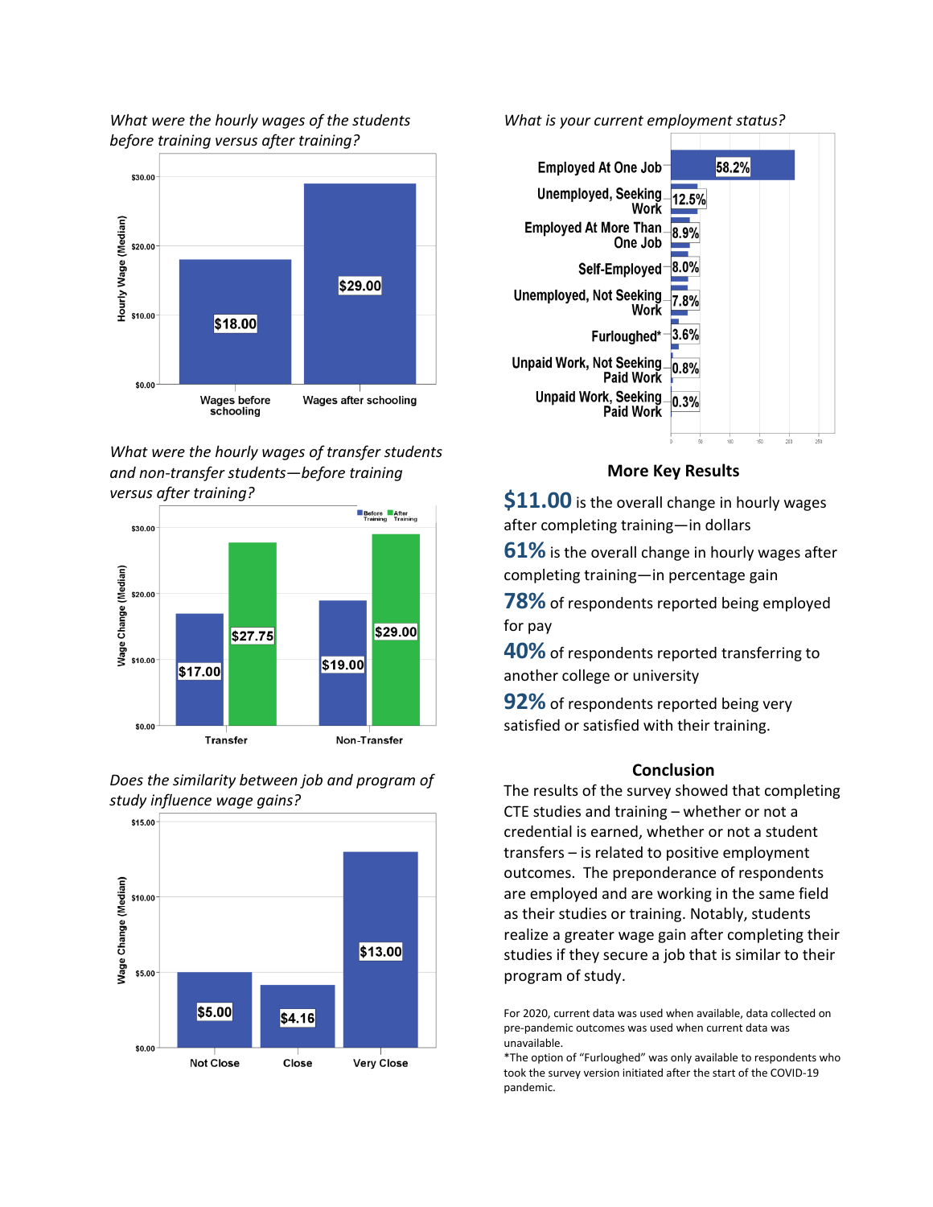*What were the hourly wages of the students before training versus after training?*

$30.00
$20.00
$10.00
$0.00
Hourly Wage (Median)
$18.00
$29.00
Wages before schooling
Wages after schooling

*What were the hourly wages of transfer students and non-transfer students—before training versus after training?*

Before Training
After Training
$30.00
$20.00
$10.00
$0.00
Wage Change (Median)
$17.00
$27.75
$19.00
$29.00
Transfer
Non-Transfer

*Does the similarity between job and program of study influence wage gains?*

$15.00
$10.00
$5.00
$0.00
Wage Change (Median)
$5.00
$4.16
$13.00
Not Close
Close
Very Close

*What is your current employment status?*

Employed At One Job 58.2%
Unemployed, Seeking Work 12.5%
Employed At More Than One Job 8.9%
Self-Employed 8.0%
Unemployed, Not Seeking Work 7.8%
Furloughed* 3.6%
Unpaid Work, Not Seeking Paid Work 0.8%
Unpaid Work, Seeking Paid Work 0.3%
0 50 100 150 200 250

## More Key Results

**$11.00** is the overall change in hourly wages after completing training—in dollars

**61%** is the overall change in hourly wages after completing training—in percentage gain

**78%** of respondents reported being employed for pay

**40%** of respondents reported transferring to another college or university

**92%** of respondents reported being very satisfied or satisfied with their training.

## Conclusion

The results of the survey showed that completing CTE studies and training – whether or not a credential is earned, whether or not a student transfers – is related to positive employment outcomes. The preponderance of respondents are employed and are working in the same field as their studies or training. Notably, students realize a greater wage gain after completing their studies if they secure a job that is similar to their program of study.

For 2020, current data was used when available, data collected on pre-pandemic outcomes was used when current data was unavailable.
*The option of "Furloughed" was only available to respondents who took the survey version initiated after the start of the COVID-19 pandemic.